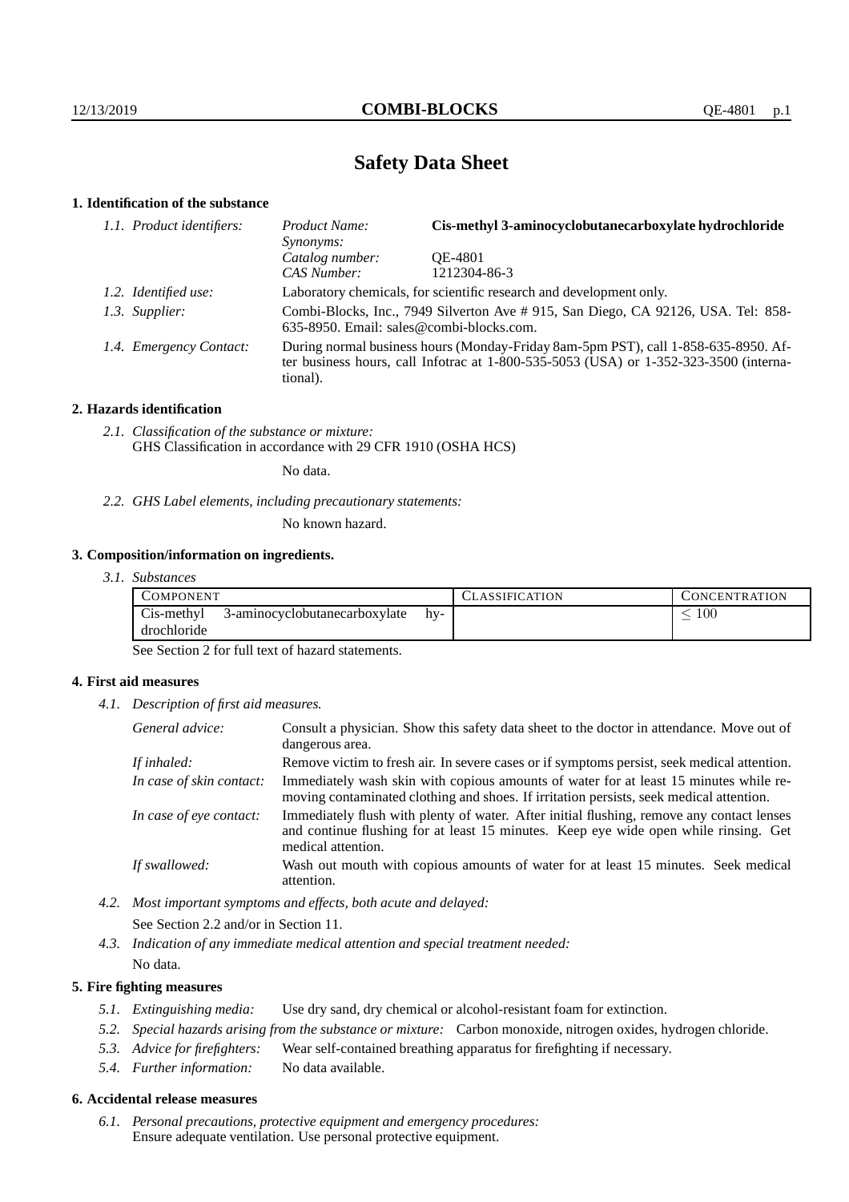# Safety Data Sheet

## 1. Identification of the substance

*1.1. Product identifiers:*

| | |
|---|---|
| *Product Name:* | **Cis-methyl 3-aminocyclobutanecarboxylate hydrochloride** |
| *Synonyms:* | |
| *Catalog number:* | QE-4801 |
| *CAS Number:* | 1212304-86-3 |

*1.2. Identified use:* Laboratory chemicals, for scientific research and development only.

*1.3. Supplier:* Combi-Blocks, Inc., 7949 Silverton Ave # 915, San Diego, CA 92126, USA. Tel: 858-635-8950. Email: sales@combi-blocks.com.

*1.4. Emergency Contact:* During normal business hours (Monday-Friday 8am-5pm PST), call 1-858-635-8950. After business hours, call Infotrac at 1-800-535-5053 (USA) or 1-352-323-3500 (international).

## 2. Hazards identification

*2.1. Classification of the substance or mixture:*
GHS Classification in accordance with 29 CFR 1910 (OSHA HCS)

No data.

*2.2. GHS Label elements, including precautionary statements:*

No known hazard.

## 3. Composition/information on ingredients.

*3.1. Substances*

| COMPONENT | CLASSIFICATION | CONCENTRATION |
|---|---|---|
| Cis-methyl 3-aminocyclobutanecarboxylate hydrochloride | | $\leq 100$ |

See Section 2 for full text of hazard statements.

## 4. First aid measures

*4.1. Description of first aid measures.*

*General advice:* Consult a physician. Show this safety data sheet to the doctor in attendance. Move out of dangerous area.

*If inhaled:* Remove victim to fresh air. In severe cases or if symptoms persist, seek medical attention.

*In case of skin contact:* Immediately wash skin with copious amounts of water for at least 15 minutes while removing contaminated clothing and shoes. If irritation persists, seek medical attention.

*In case of eye contact:* Immediately flush with plenty of water. After initial flushing, remove any contact lenses and continue flushing for at least 15 minutes. Keep eye wide open while rinsing. Get medical attention.

*If swallowed:* Wash out mouth with copious amounts of water for at least 15 minutes. Seek medical attention.

*4.2. Most important symptoms and effects, both acute and delayed:*

See Section 2.2 and/or in Section 11.

*4.3. Indication of any immediate medical attention and special treatment needed:*

No data.

## 5. Fire fighting measures

*5.1. Extinguishing media:* Use dry sand, dry chemical or alcohol-resistant foam for extinction.

*5.2. Special hazards arising from the substance or mixture:* Carbon monoxide, nitrogen oxides, hydrogen chloride.

*5.3. Advice for firefighters:* Wear self-contained breathing apparatus for firefighting if necessary.

*5.4. Further information:* No data available.

## 6. Accidental release measures

*6.1. Personal precautions, protective equipment and emergency procedures:*
Ensure adequate ventilation. Use personal protective equipment.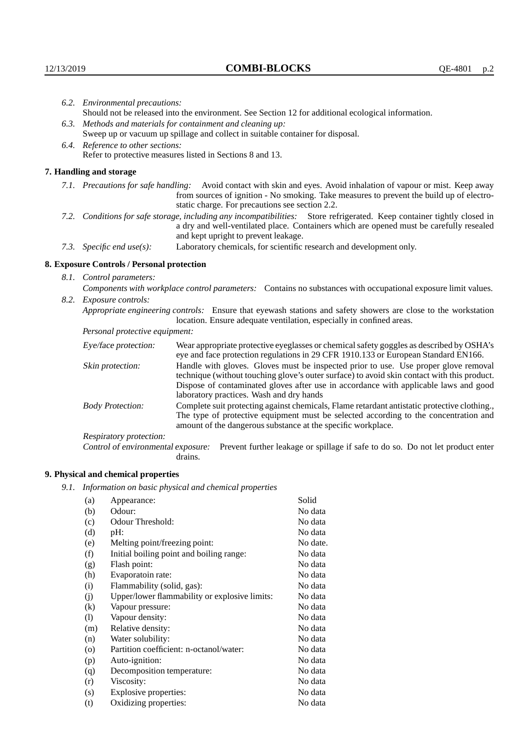*6.2. Environmental precautions:*
Should not be released into the environment. See Section 12 for additional ecological information.

*6.3. Methods and materials for containment and cleaning up:*
Sweep up or vacuum up spillage and collect in suitable container for disposal.

*6.4. Reference to other sections:*
Refer to protective measures listed in Sections 8 and 13.

## 7. Handling and storage

*7.1. Precautions for safe handling:* Avoid contact with skin and eyes. Avoid inhalation of vapour or mist. Keep away from sources of ignition - No smoking. Take measures to prevent the build up of electrostatic charge. For precautions see section 2.2.

*7.2. Conditions for safe storage, including any incompatibilities:* Store refrigerated. Keep container tightly closed in a dry and well-ventilated place. Containers which are opened must be carefully resealed and kept upright to prevent leakage.

*7.3. Specific end use(s):* Laboratory chemicals, for scientific research and development only.

## 8. Exposure Controls / Personal protection

*8.1. Control parameters:*

*Components with workplace control parameters:* Contains no substances with occupational exposure limit values.

*8.2. Exposure controls:*

*Appropriate engineering controls:* Ensure that eyewash stations and safety showers are close to the workstation location. Ensure adequate ventilation, especially in confined areas.

*Personal protective equipment:*

*Eye/face protection:* Wear appropriate protective eyeglasses or chemical safety goggles as described by OSHA's eye and face protection regulations in 29 CFR 1910.133 or European Standard EN166.

*Skin protection:* Handle with gloves. Gloves must be inspected prior to use. Use proper glove removal technique (without touching glove's outer surface) to avoid skin contact with this product. Dispose of contaminated gloves after use in accordance with applicable laws and good laboratory practices. Wash and dry hands

*Body Protection:* Complete suit protecting against chemicals, Flame retardant antistatic protective clothing., The type of protective equipment must be selected according to the concentration and amount of the dangerous substance at the specific workplace.

*Respiratory protection:*

*Control of environmental exposure:* Prevent further leakage or spillage if safe to do so. Do not let product enter drains.

## 9. Physical and chemical properties

*9.1. Information on basic physical and chemical properties*

| | | |
|---|---|---|
| (a) | Appearance: | Solid |
| (b) | Odour: | No data |
| (c) | Odour Threshold: | No data |
| (d) | pH: | No data |
| (e) | Melting point/freezing point: | No date. |
| (f) | Initial boiling point and boiling range: | No data |
| (g) | Flash point: | No data |
| (h) | Evaporatoin rate: | No data |
| (i) | Flammability (solid, gas): | No data |
| (j) | Upper/lower flammability or explosive limits: | No data |
| (k) | Vapour pressure: | No data |
| (l) | Vapour density: | No data |
| (m) | Relative density: | No data |
| (n) | Water solubility: | No data |
| (o) | Partition coefficient: n-octanol/water: | No data |
| (p) | Auto-ignition: | No data |
| (q) | Decomposition temperature: | No data |
| (r) | Viscosity: | No data |
| (s) | Explosive properties: | No data |
| (t) | Oxidizing properties: | No data |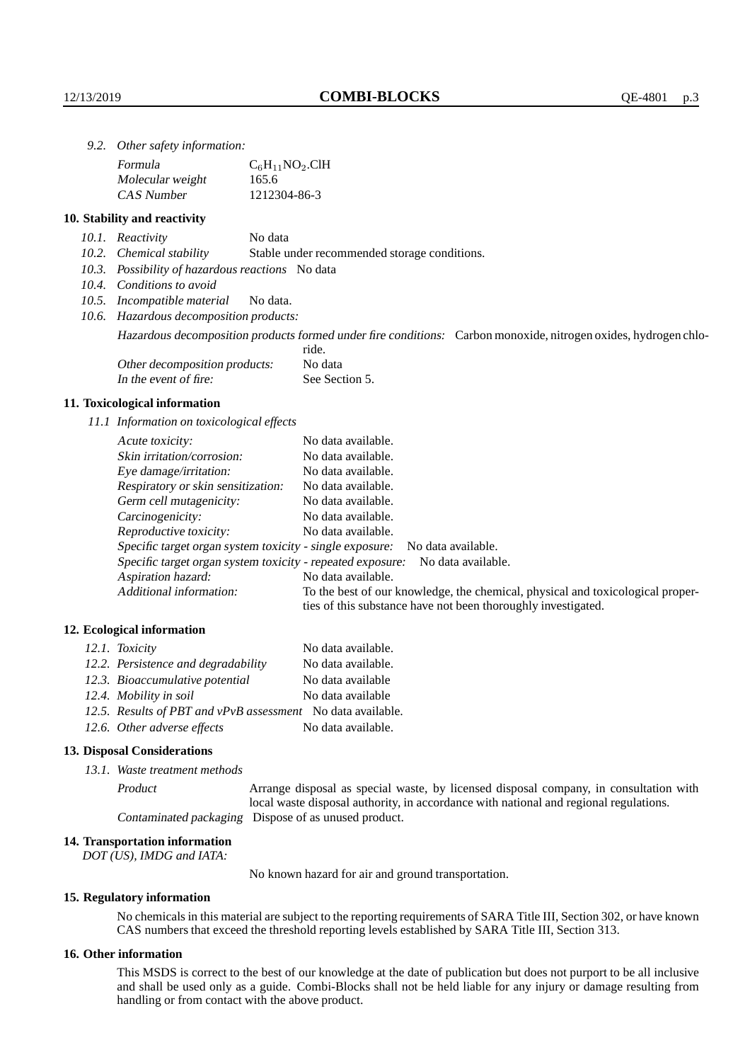*9.2. Other safety information:*

| | |
|---|---|
| *Formula* | $C_6H_{11}NO_2$.ClH |
| *Molecular weight* | 165.6 |
| *CAS Number* | 1212304-86-3 |

## 10. Stability and reactivity

*10.1. Reactivity* No data

*10.2. Chemical stability* Stable under recommended storage conditions.

*10.3. Possibility of hazardous reactions* No data

*10.4. Conditions to avoid*

*10.5. Incompatible material* No data.

*10.6. Hazardous decomposition products:*

*Hazardous decomposition products formed under fire conditions:* Carbon monoxide, nitrogen oxides, hydrogen chloride.

| | |
|---|---|
| *Other decomposition products:* | No data |
| *In the event of fire:* | See Section 5. |

## 11. Toxicological information

*11.1 Information on toxicological effects*

| | |
|---|---|
| *Acute toxicity:* | No data available. |
| *Skin irritation/corrosion:* | No data available. |
| *Eye damage/irritation:* | No data available. |
| *Respiratory or skin sensitization:* | No data available. |
| *Germ cell mutagenicity:* | No data available. |
| *Carcinogenicity:* | No data available. |
| *Reproductive toxicity:* | No data available. |
| *Specific target organ system toxicity - single exposure:* | No data available. |
| *Specific target organ system toxicity - repeated exposure:* | No data available. |
| *Aspiration hazard:* | No data available. |
| *Additional information:* | To the best of our knowledge, the chemical, physical and toxicological properties of this substance have not been thoroughly investigated. |

## 12. Ecological information

| | |
|---|---|
| *12.1. Toxicity* | No data available. |
| *12.2. Persistence and degradability* | No data available. |
| *12.3. Bioaccumulative potential* | No data available |
| *12.4. Mobility in soil* | No data available |
| *12.5. Results of PBT and vPvB assessment* | No data available. |
| *12.6. Other adverse effects* | No data available. |

## 13. Disposal Considerations

*13.1. Waste treatment methods*

| | |
|---|---|
| *Product* | Arrange disposal as special waste, by licensed disposal company, in consultation with local waste disposal authority, in accordance with national and regional regulations. |
| *Contaminated packaging* | Dispose of as unused product. |

## 14. Transportation information

*DOT (US), IMDG and IATA:*

No known hazard for air and ground transportation.

## 15. Regulatory information

No chemicals in this material are subject to the reporting requirements of SARA Title III, Section 302, or have known CAS numbers that exceed the threshold reporting levels established by SARA Title III, Section 313.

## 16. Other information

This MSDS is correct to the best of our knowledge at the date of publication but does not purport to be all inclusive and shall be used only as a guide. Combi-Blocks shall not be held liable for any injury or damage resulting from handling or from contact with the above product.